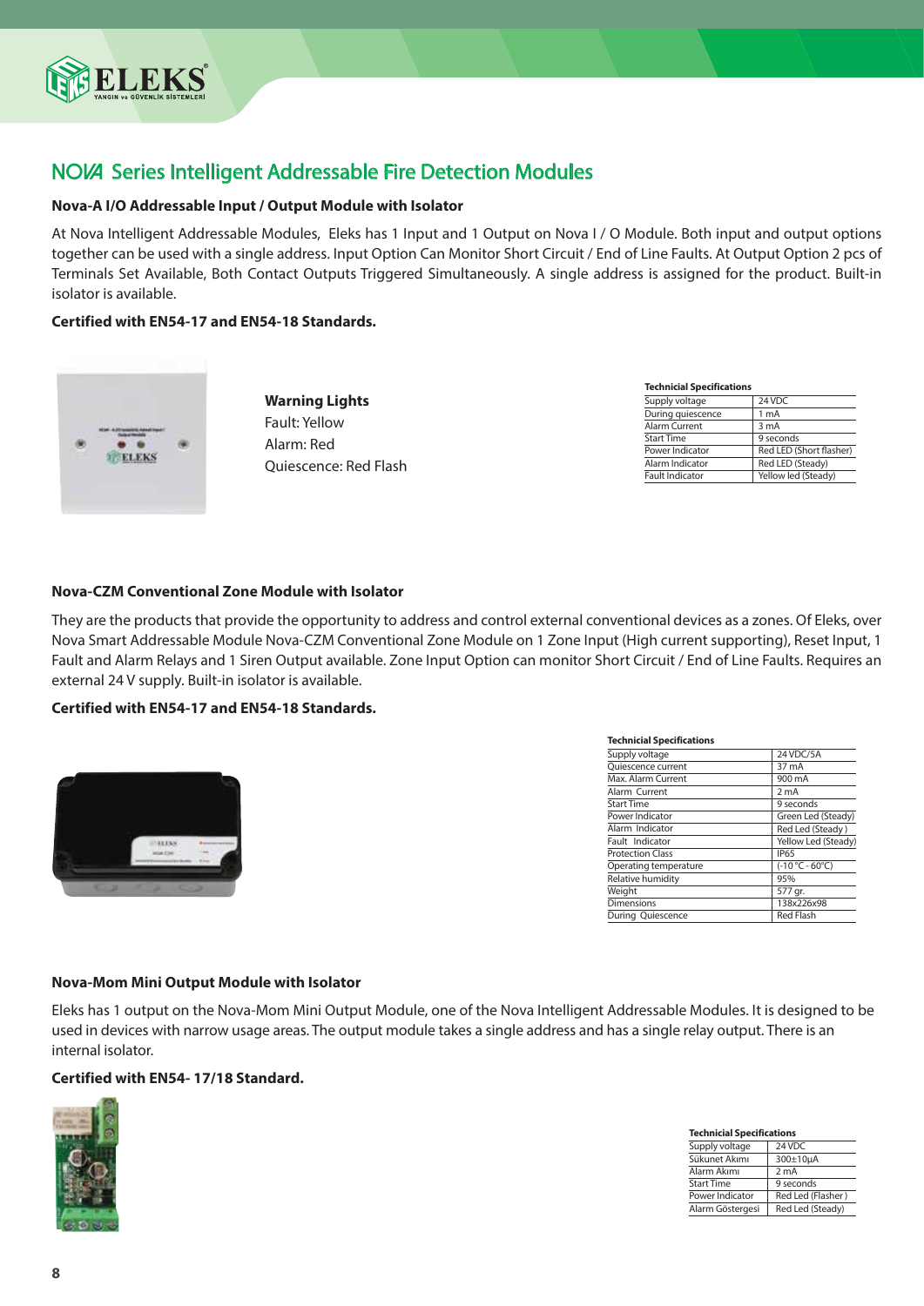# NOVA Series Intelligent Addressable Fire Detection Modules

## Nova-A I/O Addressable Input / Output Module with Isolator

At Nova Intelligent Addressable Modules, Eleks has 1 Input and 1 Output on Nova I / O Module. Both input and output options together can be used with a single address. Input Option Can Monitor Short Circuit / End of Line Faults. At Output Option 2 pcs of Terminals Set Available, Both Contact Outputs Triggered Simultaneously. A single address is assigned for the product. Built-in isolator is available.

**Certified with EN54-17 and EN54-18 Standards.**

**Warning Lights**
Fault: Yellow
Alarm: Red
Quiescence: Red Flash

**Technicial Specifications**

| | |
|---|---|
| Supply voltage | 24 VDC |
| During quiescence | 1 mA |
| Alarm Current | 3 mA |
| Start Time | 9 seconds |
| Power Indicator | Red LED (Short flasher) |
| Alarm Indicator | Red LED (Steady) |
| Fault Indicator | Yellow led (Steady) |

## Nova-CZM Conventional Zone Module with Isolator

They are the products that provide the opportunity to address and control external conventional devices as a zones. Of Eleks, over Nova Smart Addressable Module Nova-CZM Conventional Zone Module on 1 Zone Input (High current supporting), Reset Input, 1 Fault and Alarm Relays and 1 Siren Output available. Zone Input Option can monitor Short Circuit / End of Line Faults. Requires an external 24 V supply. Built-in isolator is available.

**Certified with EN54-17 and EN54-18 Standards.**

**Technicial Specifications**

| | |
|---|---|
| Supply voltage | 24 VDC/5A |
| Quiescence current | 37 mA |
| Max. Alarm Current | 900 mA |
| Alarm Current | 2 mA |
| Start Time | 9 seconds |
| Power Indicator | Green Led (Steady) |
| Alarm Indicator | Red Led (Steady ) |
| Fault Indicator | Yellow Led (Steady) |
| Protection Class | IP65 |
| Operating temperature | (-10 °C - 60°C) |
| Relative humidity | 95% |
| Weight | 577 gr. |
| Dimensions | 138x226x98 |
| During Quiescence | Red Flash |

## Nova-Mom Mini Output Module with Isolator

Eleks has 1 output on the Nova-Mom Mini Output Module, one of the Nova Intelligent Addressable Modules. It is designed to be used in devices with narrow usage areas. The output module takes a single address and has a single relay output. There is an internal isolator.

**Certified with EN54- 17/18 Standard.**

**Technicial Specifications**

| | |
|---|---|
| Supply voltage | 24 VDC |
| Sükunet Akımı | 300±10µA |
| Alarm Akımı | 2 mA |
| Start Time | 9 seconds |
| Power Indicator | Red Led (Flasher ) |
| Alarm Göstergesi | Red Led (Steady) |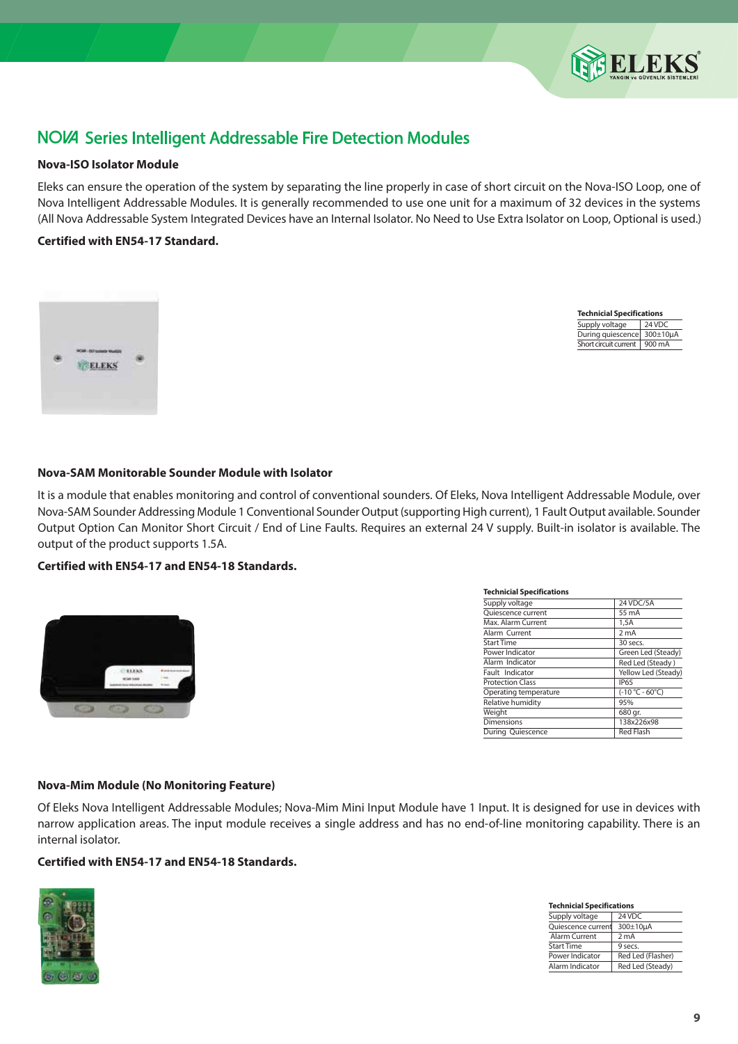# NOVA Series Intelligent Addressable Fire Detection Modules

### Nova-ISO Isolator Module

Eleks can ensure the operation of the system by separating the line properly in case of short circuit on the Nova-ISO Loop, one of Nova Intelligent Addressable Modules. It is generally recommended to use one unit for a maximum of 32 devices in the systems (All Nova Addressable System Integrated Devices have an Internal Isolator. No Need to Use Extra Isolator on Loop, Optional is used.)

**Certified with EN54-17 Standard.**

**Technicial Specifications**

| | |
|---|---|
| Supply voltage | 24 VDC |
| During quiescence | 300±10μA |
| Short circuit current | 900 mA |

### Nova-SAM Monitorable Sounder Module with Isolator

It is a module that enables monitoring and control of conventional sounders. Of Eleks, Nova Intelligent Addressable Module, over Nova-SAM Sounder Addressing Module 1 Conventional Sounder Output (supporting High current), 1 Fault Output available. Sounder Output Option Can Monitor Short Circuit / End of Line Faults. Requires an external 24 V supply. Built-in isolator is available. The output of the product supports 1.5A.

**Certified with EN54-17 and EN54-18 Standards.**

**Technicial Specifications**

| | |
|---|---|
| Supply voltage | 24 VDC/5A |
| Quiescence current | 55 mA |
| Max. Alarm Current | 1,5A |
| Alarm Current | 2 mA |
| Start Time | 30 secs. |
| Power Indicator | Green Led (Steady) |
| Alarm Indicator | Red Led (Steady ) |
| Fault Indicator | Yellow Led (Steady) |
| Protection Class | IP65 |
| Operating temperature | (-10 °C - 60°C) |
| Relative humidity | 95% |
| Weight | 680 gr. |
| Dimensions | 138x226x98 |
| During Quiescence | Red Flash |

### Nova-Mim Module (No Monitoring Feature)

Of Eleks Nova Intelligent Addressable Modules; Nova-Mim Mini Input Module have 1 Input. It is designed for use in devices with narrow application areas. The input module receives a single address and has no end-of-line monitoring capability. There is an internal isolator.

**Certified with EN54-17 and EN54-18 Standards.**

**Technicial Specifications**

| | |
|---|---|
| Supply voltage | 24 VDC |
| Quiescence current | 300±10μA |
| Alarm Current | 2 mA |
| Start Time | 9 secs. |
| Power Indicator | Red Led (Flasher) |
| Alarm Indicator | Red Led (Steady) |